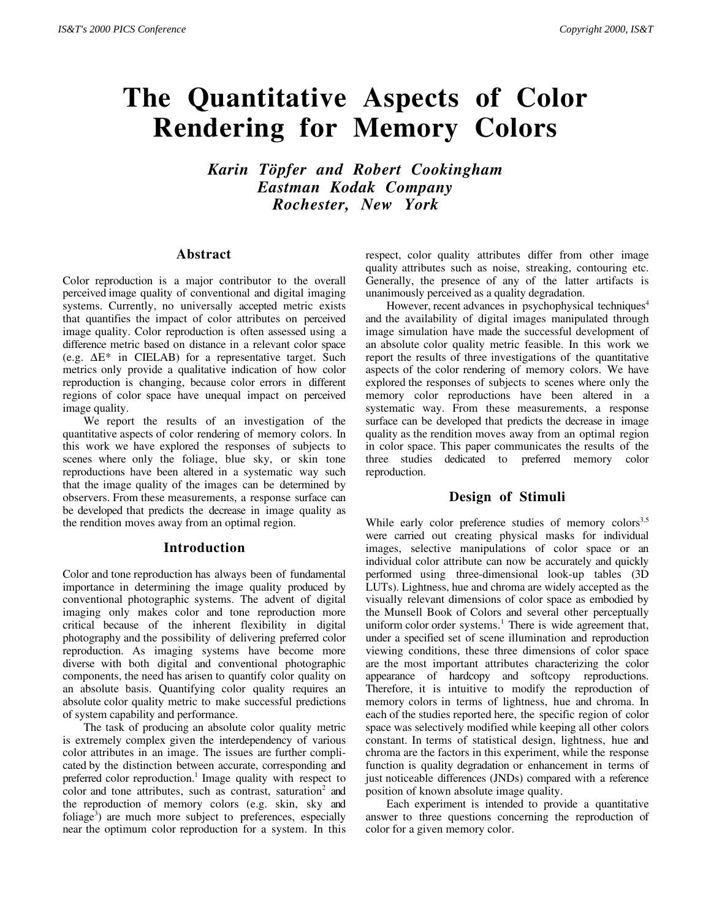# The Quantitative Aspects of Color Rendering for Memory Colors

***Karin Töpfer and Robert Cookingham***
***Eastman Kodak Company***
***Rochester, New York***

## Abstract

Color reproduction is a major contributor to the overall perceived image quality of conventional and digital imaging systems. Currently, no universally accepted metric exists that quantifies the impact of color attributes on perceived image quality. Color reproduction is often assessed using a difference metric based on distance in a relevant color space (e.g. $\Delta E^*$ in CIELAB) for a representative target. Such metrics only provide a qualitative indication of how color reproduction is changing, because color errors in different regions of color space have unequal impact on perceived image quality.

We report the results of an investigation of the quantitative aspects of color rendering of memory colors. In this work we have explored the responses of subjects to scenes where only the foliage, blue sky, or skin tone reproductions have been altered in a systematic way such that the image quality of the images can be determined by observers. From these measurements, a response surface can be developed that predicts the decrease in image quality as the rendition moves away from an optimal region.

## Introduction

Color and tone reproduction has always been of fundamental importance in determining the image quality produced by conventional photographic systems. The advent of digital imaging only makes color and tone reproduction more critical because of the inherent flexibility in digital photography and the possibility of delivering preferred color reproduction. As imaging systems have become more diverse with both digital and conventional photographic components, the need has arisen to quantify color quality on an absolute basis. Quantifying color quality requires an absolute color quality metric to make successful predictions of system capability and performance.

The task of producing an absolute color quality metric is extremely complex given the interdependency of various color attributes in an image. The issues are further complicated by the distinction between accurate, corresponding and preferred color reproduction.[1] Image quality with respect to color and tone attributes, such as contrast, saturation[2] and the reproduction of memory colors (e.g. skin, sky and foliage[3]) are much more subject to preferences, especially near the optimum color reproduction for a system. In this respect, color quality attributes differ from other image quality attributes such as noise, streaking, contouring etc. Generally, the presence of any of the latter artifacts is unanimously perceived as a quality degradation.

However, recent advances in psychophysical techniques[4] and the availability of digital images manipulated through image simulation have made the successful development of an absolute color quality metric feasible. In this work we report the results of three investigations of the quantitative aspects of the color rendering of memory colors. We have explored the responses of subjects to scenes where only the memory color reproductions have been altered in a systematic way. From these measurements, a response surface can be developed that predicts the decrease in image quality as the rendition moves away from an optimal region in color space. This paper communicates the results of the three studies dedicated to preferred memory color reproduction.

## Design of Stimuli

While early color preference studies of memory colors[3,5] were carried out creating physical masks for individual images, selective manipulations of color space or an individual color attribute can now be accurately and quickly performed using three-dimensional look-up tables (3D LUTs). Lightness, hue and chroma are widely accepted as the visually relevant dimensions of color space as embodied by the Munsell Book of Colors and several other perceptually uniform color order systems.[1] There is wide agreement that, under a specified set of scene illumination and reproduction viewing conditions, these three dimensions of color space are the most important attributes characterizing the color appearance of hardcopy and softcopy reproductions. Therefore, it is intuitive to modify the reproduction of memory colors in terms of lightness, hue and chroma. In each of the studies reported here, the specific region of color space was selectively modified while keeping all other colors constant. In terms of statistical design, lightness, hue and chroma are the factors in this experiment, while the response function is quality degradation or enhancement in terms of just noticeable differences (JNDs) compared with a reference position of known absolute image quality.

Each experiment is intended to provide a quantitative answer to three questions concerning the reproduction of color for a given memory color.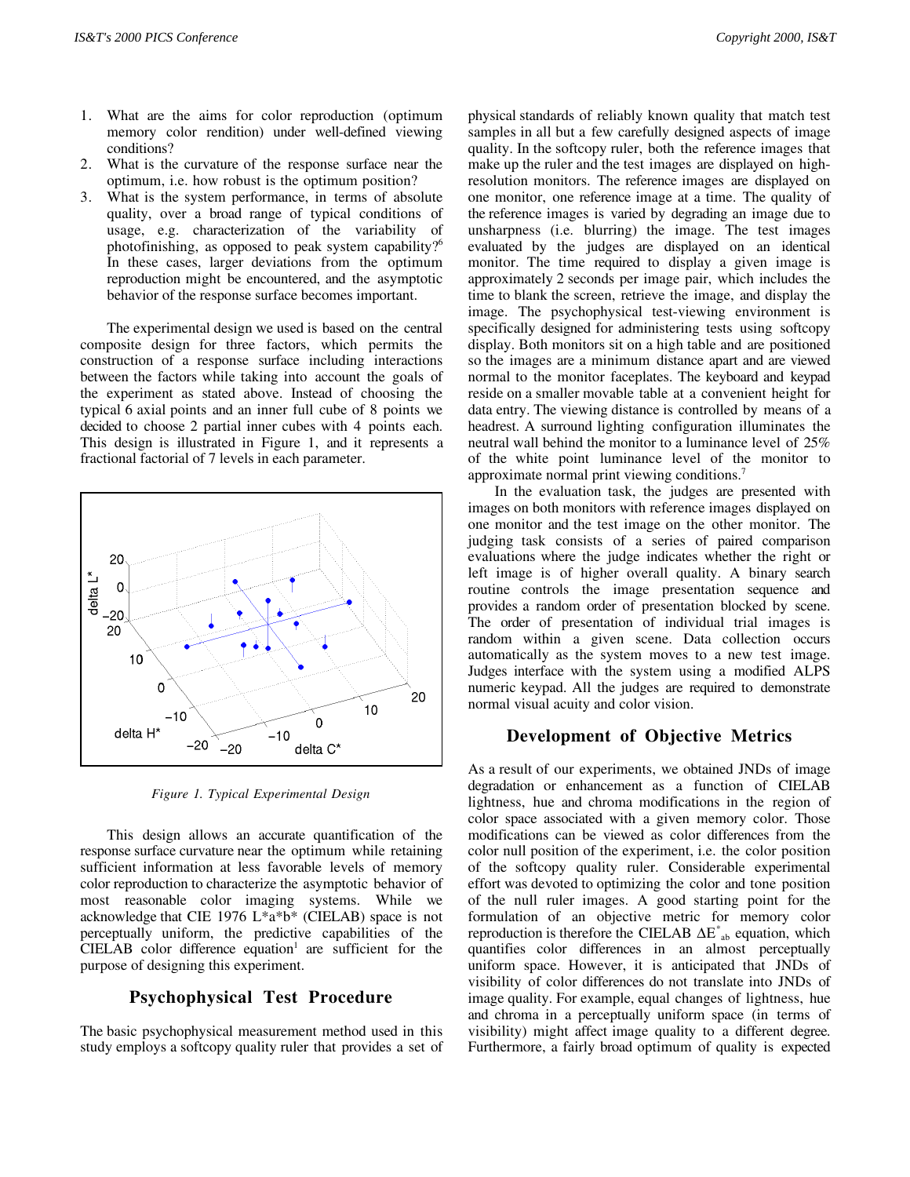1. What are the aims for color reproduction (optimum memory color rendition) under well-defined viewing conditions?
2. What is the curvature of the response surface near the optimum, i.e. how robust is the optimum position?
3. What is the system performance, in terms of absolute quality, over a broad range of typical conditions of usage, e.g. characterization of the variability of photofinishing, as opposed to peak system capability?[6] In these cases, larger deviations from the optimum reproduction might be encountered, and the asymptotic behavior of the response surface becomes important.

The experimental design we used is based on the central composite design for three factors, which permits the construction of a response surface including interactions between the factors while taking into account the goals of the experiment as stated above. Instead of choosing the typical 6 axial points and an inner full cube of 8 points we decided to choose 2 partial inner cubes with 4 points each. This design is illustrated in Figure 1, and it represents a fractional factorial of 7 levels in each parameter.

*Figure 1. Typical Experimental Design*

This design allows an accurate quantification of the response surface curvature near the optimum while retaining sufficient information at less favorable levels of memory color reproduction to characterize the asymptotic behavior of most reasonable color imaging systems. While we acknowledge that CIE 1976 L*a*b* (CIELAB) space is not perceptually uniform, the predictive capabilities of the CIELAB color difference equation[1] are sufficient for the purpose of designing this experiment.

## Psychophysical Test Procedure

The basic psychophysical measurement method used in this study employs a softcopy quality ruler that provides a set of physical standards of reliably known quality that match test samples in all but a few carefully designed aspects of image quality. In the softcopy ruler, both the reference images that make up the ruler and the test images are displayed on high-resolution monitors. The reference images are displayed on one monitor, one reference image at a time. The quality of the reference images is varied by degrading an image due to unsharpness (i.e. blurring) the image. The test images evaluated by the judges are displayed on an identical monitor. The time required to display a given image is approximately 2 seconds per image pair, which includes the time to blank the screen, retrieve the image, and display the image. The psychophysical test-viewing environment is specifically designed for administering tests using softcopy display. Both monitors sit on a high table and are positioned so the images are a minimum distance apart and are viewed normal to the monitor faceplates. The keyboard and keypad reside on a smaller movable table at a convenient height for data entry. The viewing distance is controlled by means of a headrest. A surround lighting configuration illuminates the neutral wall behind the monitor to a luminance level of 25% of the white point luminance level of the monitor to approximate normal print viewing conditions.[7]

In the evaluation task, the judges are presented with images on both monitors with reference images displayed on one monitor and the test image on the other monitor. The judging task consists of a series of paired comparison evaluations where the judge indicates whether the right or left image is of higher overall quality. A binary search routine controls the image presentation sequence and provides a random order of presentation blocked by scene. The order of presentation of individual trial images is random within a given scene. Data collection occurs automatically as the system moves to a new test image. Judges interface with the system using a modified ALPS numeric keypad. All the judges are required to demonstrate normal visual acuity and color vision.

## Development of Objective Metrics

As a result of our experiments, we obtained JNDs of image degradation or enhancement as a function of CIELAB lightness, hue and chroma modifications in the region of color space associated with a given memory color. Those modifications can be viewed as color differences from the color null position of the experiment, i.e. the color position of the softcopy quality ruler. Considerable experimental effort was devoted to optimizing the color and tone position of the null ruler images. A good starting point for the formulation of an objective metric for memory color reproduction is therefore the CIELAB $\Delta E^*_{ab}$ equation, which quantifies color differences in an almost perceptually uniform space. However, it is anticipated that JNDs of visibility of color differences do not translate into JNDs of image quality. For example, equal changes of lightness, hue and chroma in a perceptually uniform space (in terms of visibility) might affect image quality to a different degree. Furthermore, a fairly broad optimum of quality is expected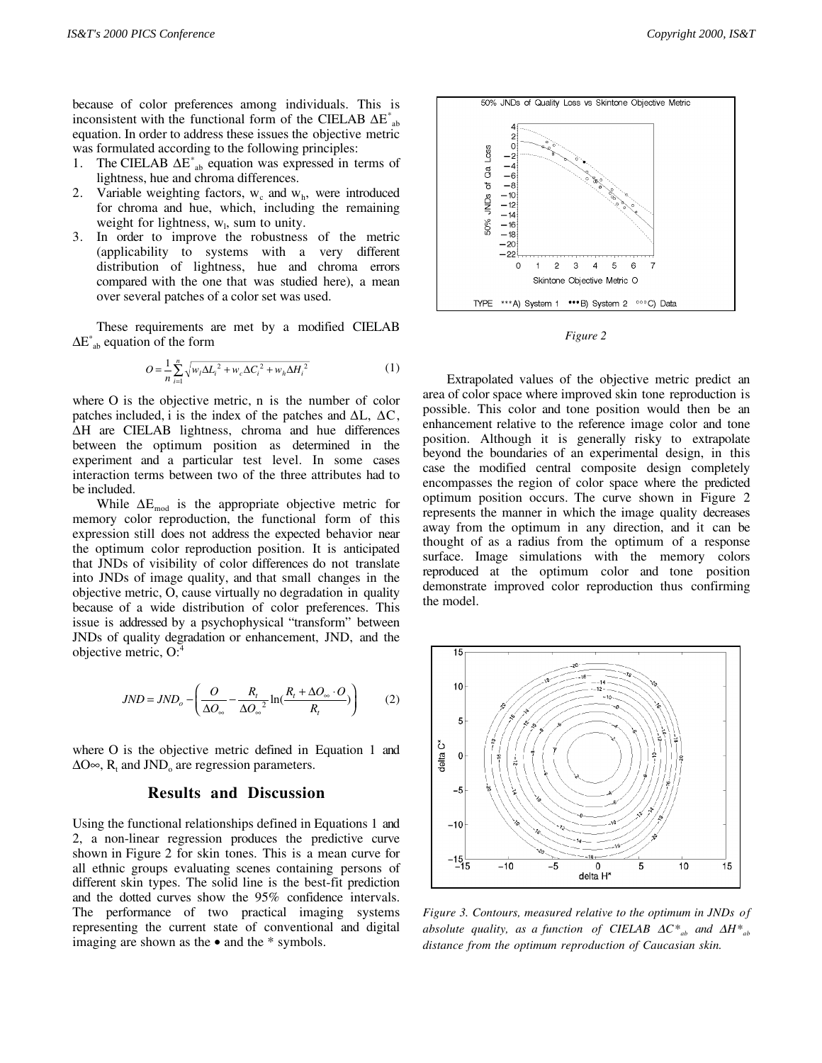because of color preferences among individuals. This is inconsistent with the functional form of the CIELAB $\Delta E^*_{ab}$ equation. In order to address these issues the objective metric was formulated according to the following principles:

1. The CIELAB $\Delta E^*_{ab}$ equation was expressed in terms of lightness, hue and chroma differences.
2. Variable weighting factors, $w_c$ and $w_h$, were introduced for chroma and hue, which, including the remaining weight for lightness, $w_l$, sum to unity.
3. In order to improve the robustness of the metric (applicability to systems with a very different distribution of lightness, hue and chroma errors compared with the one that was studied here), a mean over several patches of a color set was used.

These requirements are met by a modified CIELAB $\Delta E^*_{ab}$ equation of the form

$$O = \frac{1}{n}\sum_{i=1}^{n}\sqrt{w_l \Delta L_i^2 + w_c \Delta C_i^2 + w_h \Delta H_i^2} \tag{1}$$

where O is the objective metric, n is the number of color patches included, i is the index of the patches and $\Delta L$, $\Delta C$, $\Delta H$ are CIELAB lightness, chroma and hue differences between the optimum position as determined in the experiment and a particular test level. In some cases interaction terms between two of the three attributes had to be included.

While $\Delta E_{mod}$ is the appropriate objective metric for memory color reproduction, the functional form of this expression still does not address the expected behavior near the optimum color reproduction position. It is anticipated that JNDs of visibility of color differences do not translate into JNDs of image quality, and that small changes in the objective metric, O, cause virtually no degradation in quality because of a wide distribution of color preferences. This issue is addressed by a psychophysical "transform" between JNDs of quality degradation or enhancement, JND, and the objective metric, O:[4]

$$JND = JND_o - \left(\frac{O}{\Delta O_\infty} - \frac{R_t}{\Delta O_\infty^{\,2}}\ln\left(\frac{R_t + \Delta O_\infty \cdot O}{R_t}\right)\right) \tag{2}$$

where O is the objective metric defined in Equation 1 and $\Delta O_\infty$, $R_t$ and $JND_o$ are regression parameters.

## Results and Discussion

Using the functional relationships defined in Equations 1 and 2, a non-linear regression produces the predictive curve shown in Figure 2 for skin tones. This is a mean curve for all ethnic groups evaluating scenes containing persons of different skin types. The solid line is the best-fit prediction and the dotted curves show the 95% confidence intervals. The performance of two practical imaging systems representing the current state of conventional and digital imaging are shown as the • and the * symbols.

*Figure 2*

Extrapolated values of the objective metric predict an area of color space where improved skin tone reproduction is possible. This color and tone position would then be an enhancement relative to the reference image color and tone position. Although it is generally risky to extrapolate beyond the boundaries of an experimental design, in this case the modified central composite design completely encompasses the region of color space where the predicted optimum position occurs. The curve shown in Figure 2 represents the manner in which the image quality decreases away from the optimum in any direction, and it can be thought of as a radius from the optimum of a response surface. Image simulations with the memory colors reproduced at the optimum color and tone position demonstrate improved color reproduction thus confirming the model.

*Figure 3. Contours, measured relative to the optimum in JNDs of absolute quality, as a function of CIELAB $\Delta C^*_{ab}$ and $\Delta H^*_{ab}$ distance from the optimum reproduction of Caucasian skin.*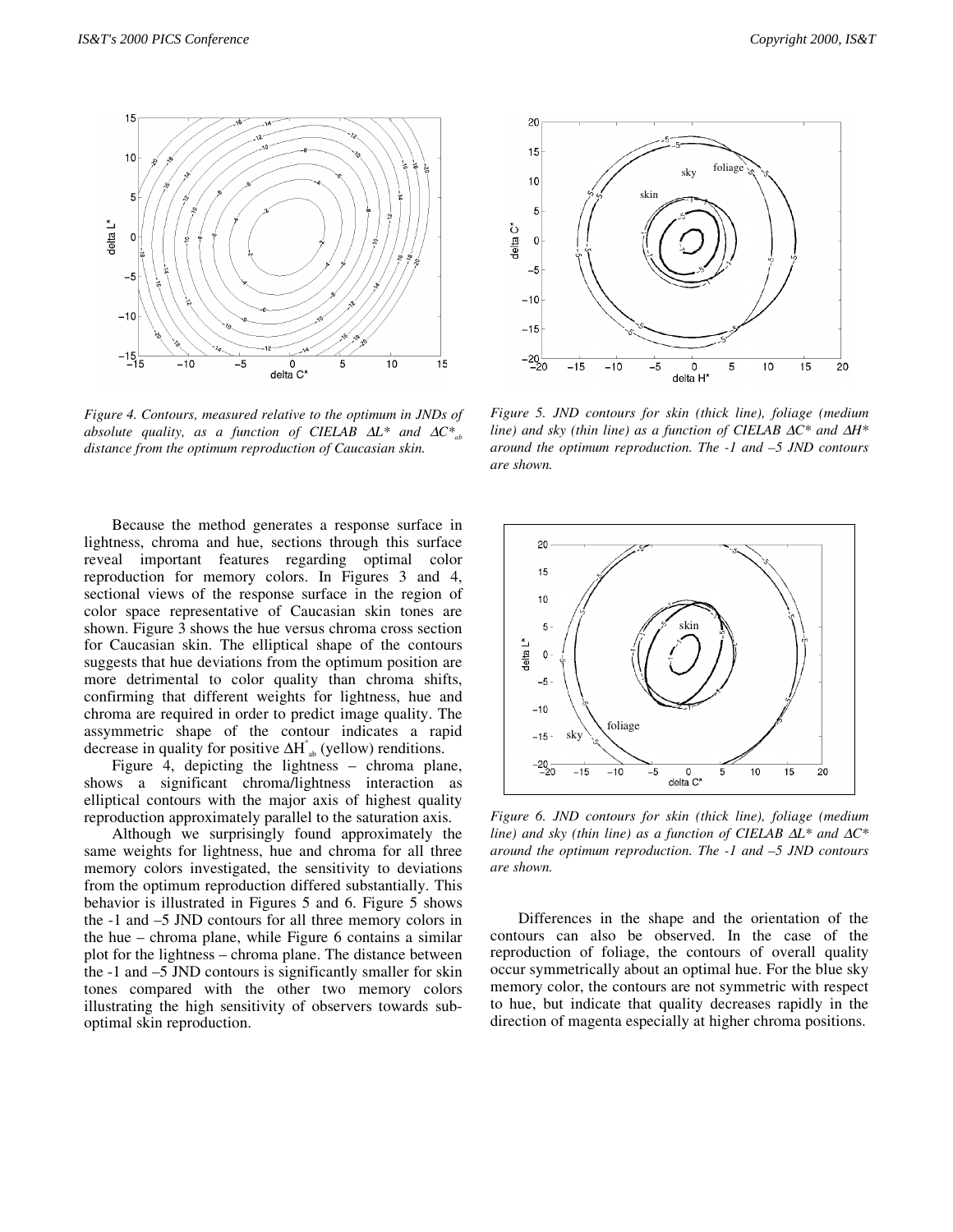*Figure 4. Contours, measured relative to the optimum in JNDs of absolute quality, as a function of CIELAB $\Delta L^*$ and $\Delta C^*_{ab}$ distance from the optimum reproduction of Caucasian skin.*

*Figure 5. JND contours for skin (thick line), foliage (medium line) and sky (thin line) as a function of CIELAB $\Delta C^*$ and $\Delta H^*$ around the optimum reproduction. The -1 and –5 JND contours are shown.*

Because the method generates a response surface in lightness, chroma and hue, sections through this surface reveal important features regarding optimal color reproduction for memory colors. In Figures 3 and 4, sectional views of the response surface in the region of color space representative of Caucasian skin tones are shown. Figure 3 shows the hue versus chroma cross section for Caucasian skin. The elliptical shape of the contours suggests that hue deviations from the optimum position are more detrimental to color quality than chroma shifts, confirming that different weights for lightness, hue and chroma are required in order to predict image quality. The assymmetric shape of the contour indicates a rapid decrease in quality for positive $\Delta H^*_{ab}$ (yellow) renditions.

Figure 4, depicting the lightness – chroma plane, shows a significant chroma/lightness interaction as elliptical contours with the major axis of highest quality reproduction approximately parallel to the saturation axis.

Although we surprisingly found approximately the same weights for lightness, hue and chroma for all three memory colors investigated, the sensitivity to deviations from the optimum reproduction differed substantially. This behavior is illustrated in Figures 5 and 6. Figure 5 shows the -1 and –5 JND contours for all three memory colors in the hue – chroma plane, while Figure 6 contains a similar plot for the lightness – chroma plane. The distance between the -1 and –5 JND contours is significantly smaller for skin tones compared with the other two memory colors illustrating the high sensitivity of observers towards sub-optimal skin reproduction.

*Figure 6. JND contours for skin (thick line), foliage (medium line) and sky (thin line) as a function of CIELAB $\Delta L^*$ and $\Delta C^*$ around the optimum reproduction. The -1 and –5 JND contours are shown.*

Differences in the shape and the orientation of the contours can also be observed. In the case of the reproduction of foliage, the contours of overall quality occur symmetrically about an optimal hue. For the blue sky memory color, the contours are not symmetric with respect to hue, but indicate that quality decreases rapidly in the direction of magenta especially at higher chroma positions.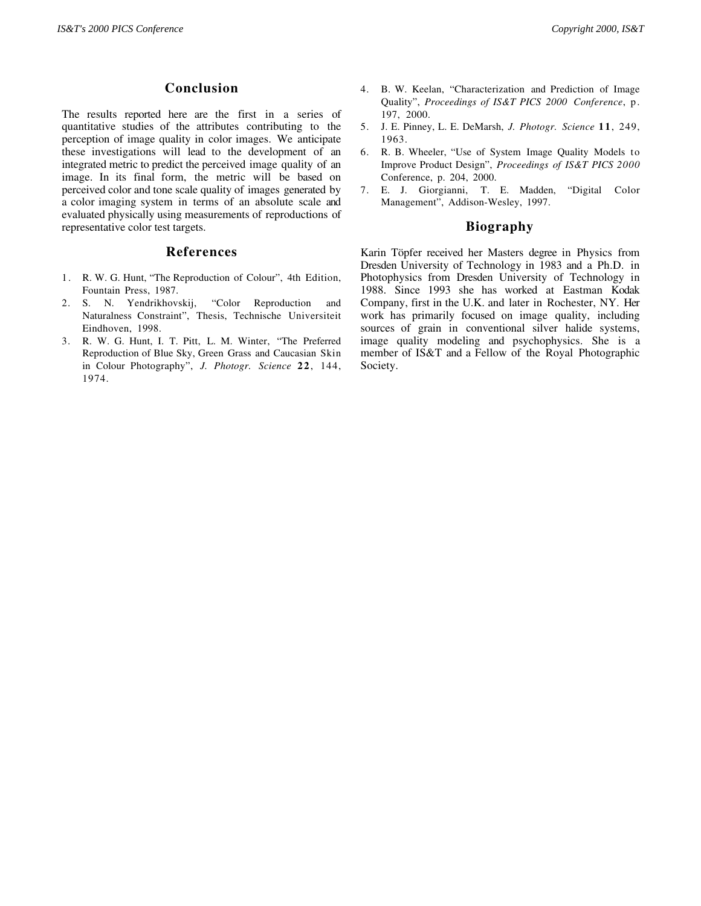## Conclusion

The results reported here are the first in a series of quantitative studies of the attributes contributing to the perception of image quality in color images. We anticipate these investigations will lead to the development of an integrated metric to predict the perceived image quality of an image. In its final form, the metric will be based on perceived color and tone scale quality of images generated by a color imaging system in terms of an absolute scale and evaluated physically using measurements of reproductions of representative color test targets.

## References

1. R. W. G. Hunt, "The Reproduction of Colour", 4th Edition, Fountain Press, 1987.
2. S. N. Yendrikhovskij, "Color Reproduction and Naturalness Constraint", Thesis, Technische Universiteit Eindhoven, 1998.
3. R. W. G. Hunt, I. T. Pitt, L. M. Winter, "The Preferred Reproduction of Blue Sky, Green Grass and Caucasian Skin in Colour Photography", *J. Photogr. Science* **22**, 144, 1974.
4. B. W. Keelan, "Characterization and Prediction of Image Quality", *Proceedings of IS&T PICS 2000 Conference*, p. 197, 2000.
5. J. E. Pinney, L. E. DeMarsh, *J. Photogr. Science* **11**, 249, 1963.
6. R. B. Wheeler, "Use of System Image Quality Models to Improve Product Design", *Proceedings of IS&T PICS 2000* Conference, p. 204, 2000.
7. E. J. Giorgianni, T. E. Madden, "Digital Color Management", Addison-Wesley, 1997.

## Biography

Karin Töpfer received her Masters degree in Physics from Dresden University of Technology in 1983 and a Ph.D. in Photophysics from Dresden University of Technology in 1988. Since 1993 she has worked at Eastman Kodak Company, first in the U.K. and later in Rochester, NY. Her work has primarily focused on image quality, including sources of grain in conventional silver halide systems, image quality modeling and psychophysics. She is a member of IS&T and a Fellow of the Royal Photographic Society.